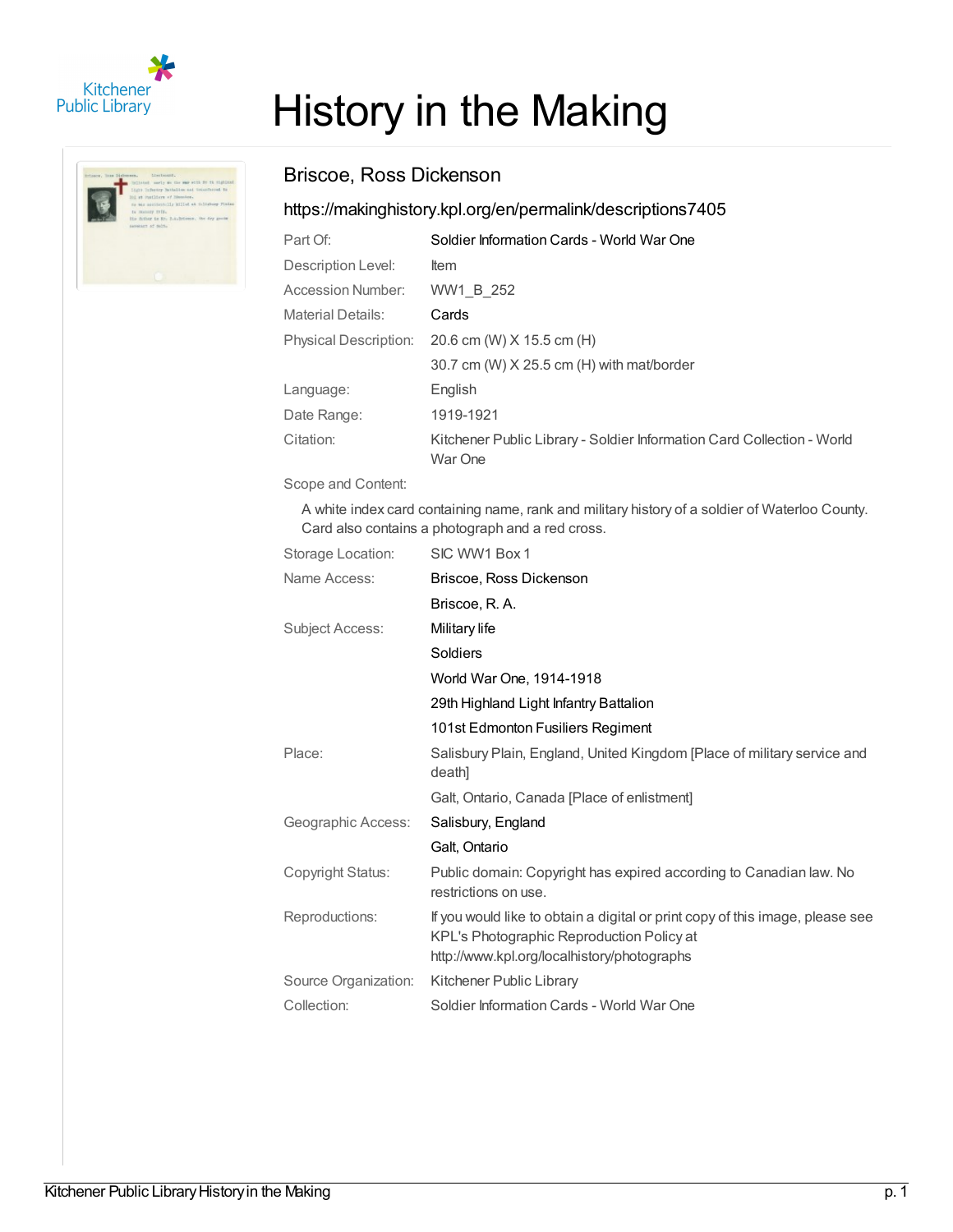# History in the Making

## Briscoe, Ross Dickenson

https://makinghistory.kpl.org/en/permalink/descriptions7405

| | |
|---|---|
| Part Of: | Soldier Information Cards - World War One |
| Description Level: | Item |
| Accession Number: | WW1_B_252 |
| Material Details: | Cards |
| Physical Description: | 20.6 cm (W) X 15.5 cm (H) |
| | 30.7 cm (W) X 25.5 cm (H) with mat/border |
| Language: | English |
| Date Range: | 1919-1921 |
| Citation: | Kitchener Public Library - Soldier Information Card Collection - World War One |

Scope and Content:

A white index card containing name, rank and military history of a soldier of Waterloo County. Card also contains a photograph and a red cross.

| | |
|---|---|
| Storage Location: | SIC WW1 Box 1 |
| Name Access: | Briscoe, Ross Dickenson |
| | Briscoe, R. A. |
| Subject Access: | Military life |
| | Soldiers |
| | World War One, 1914-1918 |
| | 29th Highland Light Infantry Battalion |
| | 101st Edmonton Fusiliers Regiment |
| Place: | Salisbury Plain, England, United Kingdom [Place of military service and death] |
| | Galt, Ontario, Canada [Place of enlistment] |
| Geographic Access: | Salisbury, England |
| | Galt, Ontario |
| Copyright Status: | Public domain: Copyright has expired according to Canadian law. No restrictions on use. |
| Reproductions: | If you would like to obtain a digital or print copy of this image, please see KPL's Photographic Reproduction Policy at http://www.kpl.org/localhistory/photographs |
| Source Organization: | Kitchener Public Library |
| Collection: | Soldier Information Cards - World War One |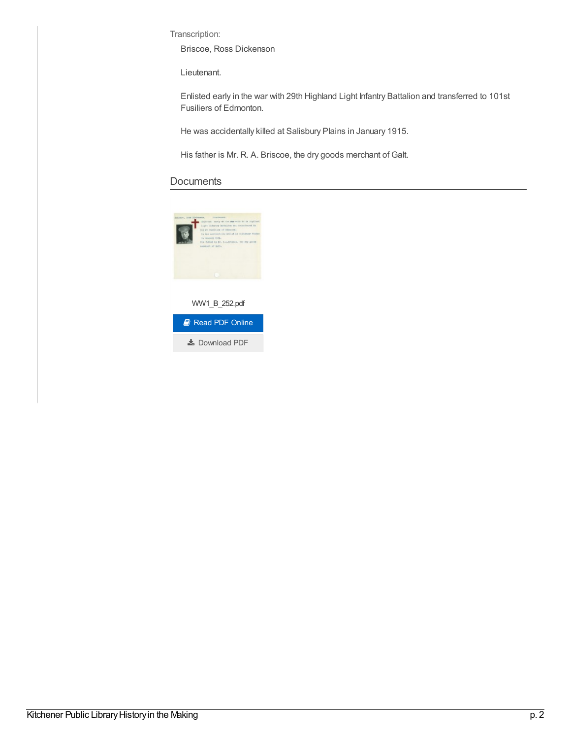Transcription:

Briscoe, Ross Dickenson

Lieutenant.

Enlisted early in the war with 29th Highland Light Infantry Battalion and transferred to 101st Fusiliers of Edmonton.

He was accidentally killed at Salisbury Plains in January 1915.

His father is Mr. R. A. Briscoe, the dry goods merchant of Galt.

## Documents

WW1_B_252.pdf

Read PDF Online

Download PDF